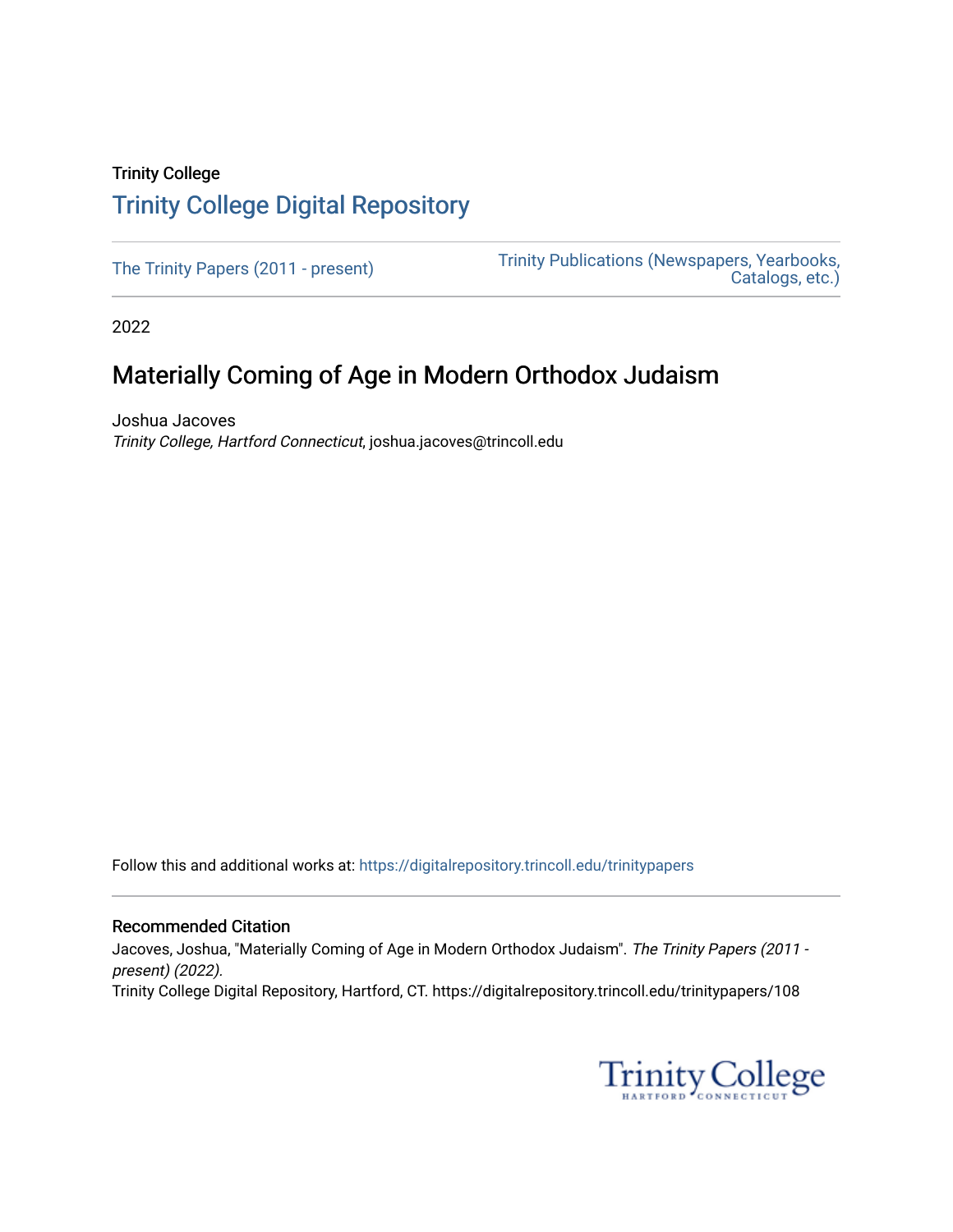Trinity College

# Trinity College Digital Repository

The Trinity Papers (2011 - present)

Trinity Publications (Newspapers, Yearbooks, Catalogs, etc.)

2022

## Materially Coming of Age in Modern Orthodox Judaism

Joshua Jacoves
*Trinity College, Hartford Connecticut*, joshua.jacoves@trincoll.edu

Follow this and additional works at: https://digitalrepository.trincoll.edu/trinitypapers

### Recommended Citation

Jacoves, Joshua, "Materially Coming of Age in Modern Orthodox Judaism". *The Trinity Papers (2011 - present) (2022).*
Trinity College Digital Repository, Hartford, CT. https://digitalrepository.trincoll.edu/trinitypapers/108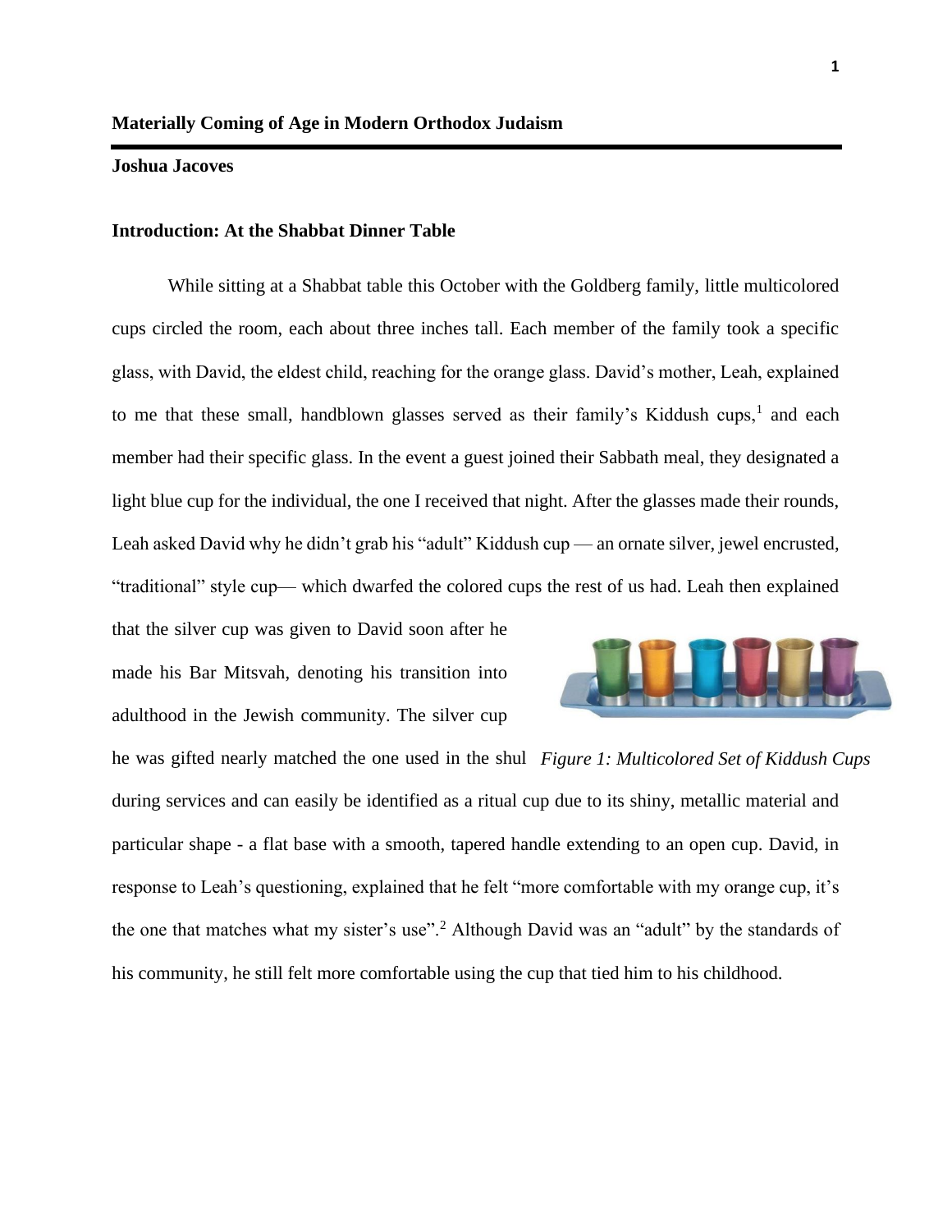# Materially Coming of Age in Modern Orthodox Judaism

**Joshua Jacoves**

## Introduction: At the Shabbat Dinner Table

While sitting at a Shabbat table this October with the Goldberg family, little multicolored cups circled the room, each about three inches tall. Each member of the family took a specific glass, with David, the eldest child, reaching for the orange glass. David's mother, Leah, explained to me that these small, handblown glasses served as their family's Kiddush cups,[1] and each member had their specific glass. In the event a guest joined their Sabbath meal, they designated a light blue cup for the individual, the one I received that night. After the glasses made their rounds, Leah asked David why he didn't grab his "adult" Kiddush cup — an ornate silver, jewel encrusted, "traditional" style cup— which dwarfed the colored cups the rest of us had. Leah then explained that the silver cup was given to David soon after he made his Bar Mitsvah, denoting his transition into adulthood in the Jewish community. The silver cup he was gifted nearly matched the one used in the shul during services and can easily be identified as a ritual cup due to its shiny, metallic material and particular shape - a flat base with a smooth, tapered handle extending to an open cup. David, in response to Leah's questioning, explained that he felt "more comfortable with my orange cup, it's the one that matches what my sister's use".[2] Although David was an "adult" by the standards of his community, he still felt more comfortable using the cup that tied him to his childhood.

*Figure 1: Multicolored Set of Kiddush Cups*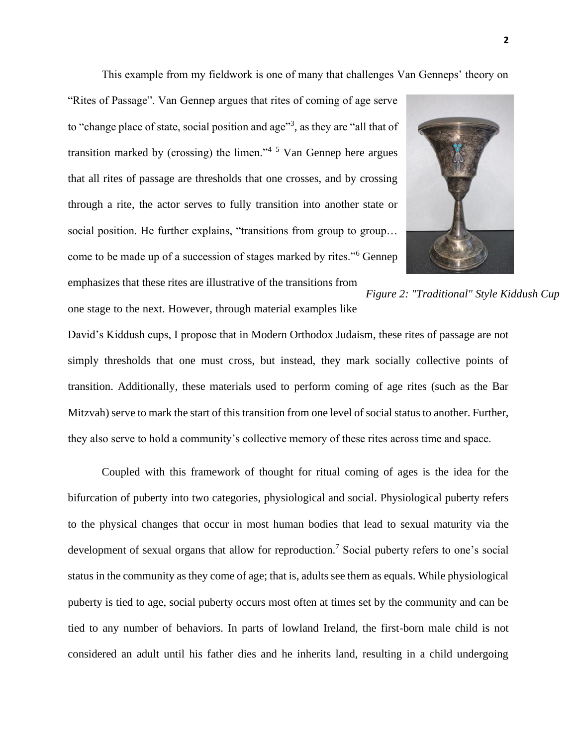This example from my fieldwork is one of many that challenges Van Genneps' theory on "Rites of Passage". Van Gennep argues that rites of coming of age serve to "change place of state, social position and age"[3], as they are "all that of transition marked by (crossing) the limen."[4] [5] Van Gennep here argues that all rites of passage are thresholds that one crosses, and by crossing through a rite, the actor serves to fully transition into another state or social position. He further explains, "transitions from group to group… come to be made up of a succession of stages marked by rites."[6] Gennep emphasizes that these rites are illustrative of the transitions from one stage to the next. However, through material examples like David's Kiddush cups, I propose that in Modern Orthodox Judaism, these rites of passage are not simply thresholds that one must cross, but instead, they mark socially collective points of transition. Additionally, these materials used to perform coming of age rites (such as the Bar Mitzvah) serve to mark the start of this transition from one level of social status to another. Further, they also serve to hold a community's collective memory of these rites across time and space.

*Figure 2: "Traditional" Style Kiddush Cup*

Coupled with this framework of thought for ritual coming of ages is the idea for the bifurcation of puberty into two categories, physiological and social. Physiological puberty refers to the physical changes that occur in most human bodies that lead to sexual maturity via the development of sexual organs that allow for reproduction.[7] Social puberty refers to one's social status in the community as they come of age; that is, adults see them as equals. While physiological puberty is tied to age, social puberty occurs most often at times set by the community and can be tied to any number of behaviors. In parts of lowland Ireland, the first-born male child is not considered an adult until his father dies and he inherits land, resulting in a child undergoing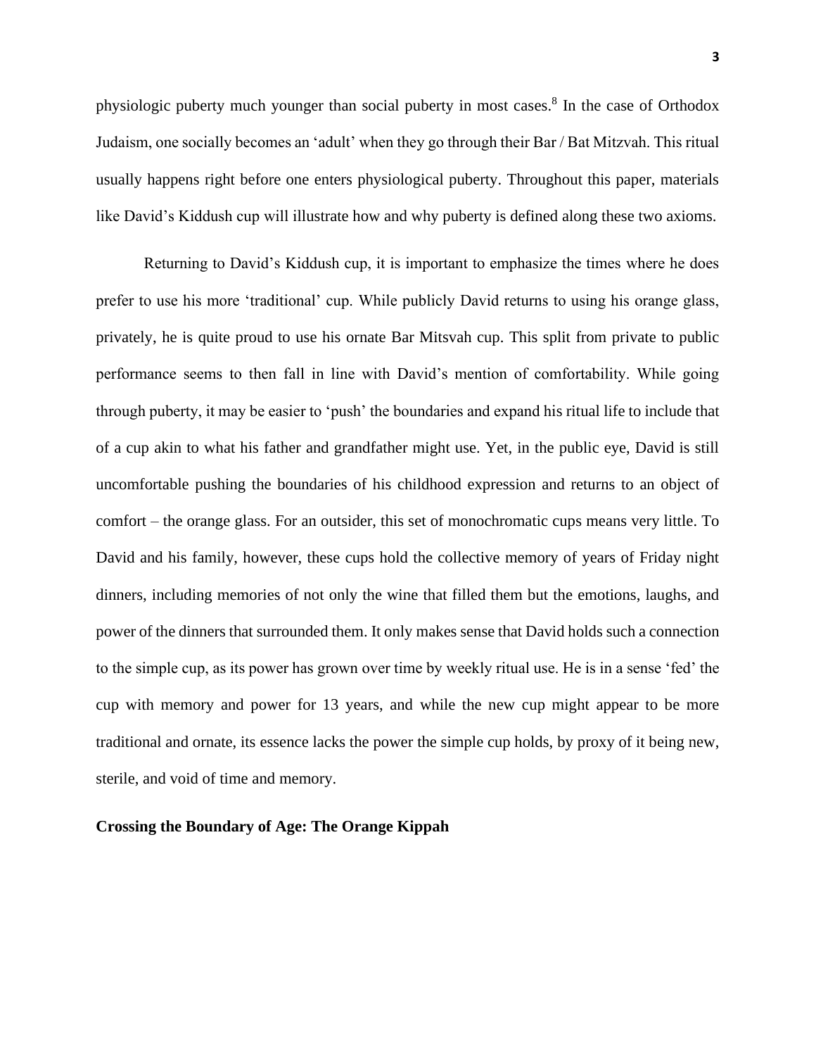physiologic puberty much younger than social puberty in most cases.[8] In the case of Orthodox Judaism, one socially becomes an 'adult' when they go through their Bar / Bat Mitzvah. This ritual usually happens right before one enters physiological puberty. Throughout this paper, materials like David's Kiddush cup will illustrate how and why puberty is defined along these two axioms.

Returning to David's Kiddush cup, it is important to emphasize the times where he does prefer to use his more 'traditional' cup. While publicly David returns to using his orange glass, privately, he is quite proud to use his ornate Bar Mitsvah cup. This split from private to public performance seems to then fall in line with David's mention of comfortability. While going through puberty, it may be easier to 'push' the boundaries and expand his ritual life to include that of a cup akin to what his father and grandfather might use. Yet, in the public eye, David is still uncomfortable pushing the boundaries of his childhood expression and returns to an object of comfort – the orange glass. For an outsider, this set of monochromatic cups means very little. To David and his family, however, these cups hold the collective memory of years of Friday night dinners, including memories of not only the wine that filled them but the emotions, laughs, and power of the dinners that surrounded them. It only makes sense that David holds such a connection to the simple cup, as its power has grown over time by weekly ritual use. He is in a sense 'fed' the cup with memory and power for 13 years, and while the new cup might appear to be more traditional and ornate, its essence lacks the power the simple cup holds, by proxy of it being new, sterile, and void of time and memory.

**Crossing the Boundary of Age: The Orange Kippah**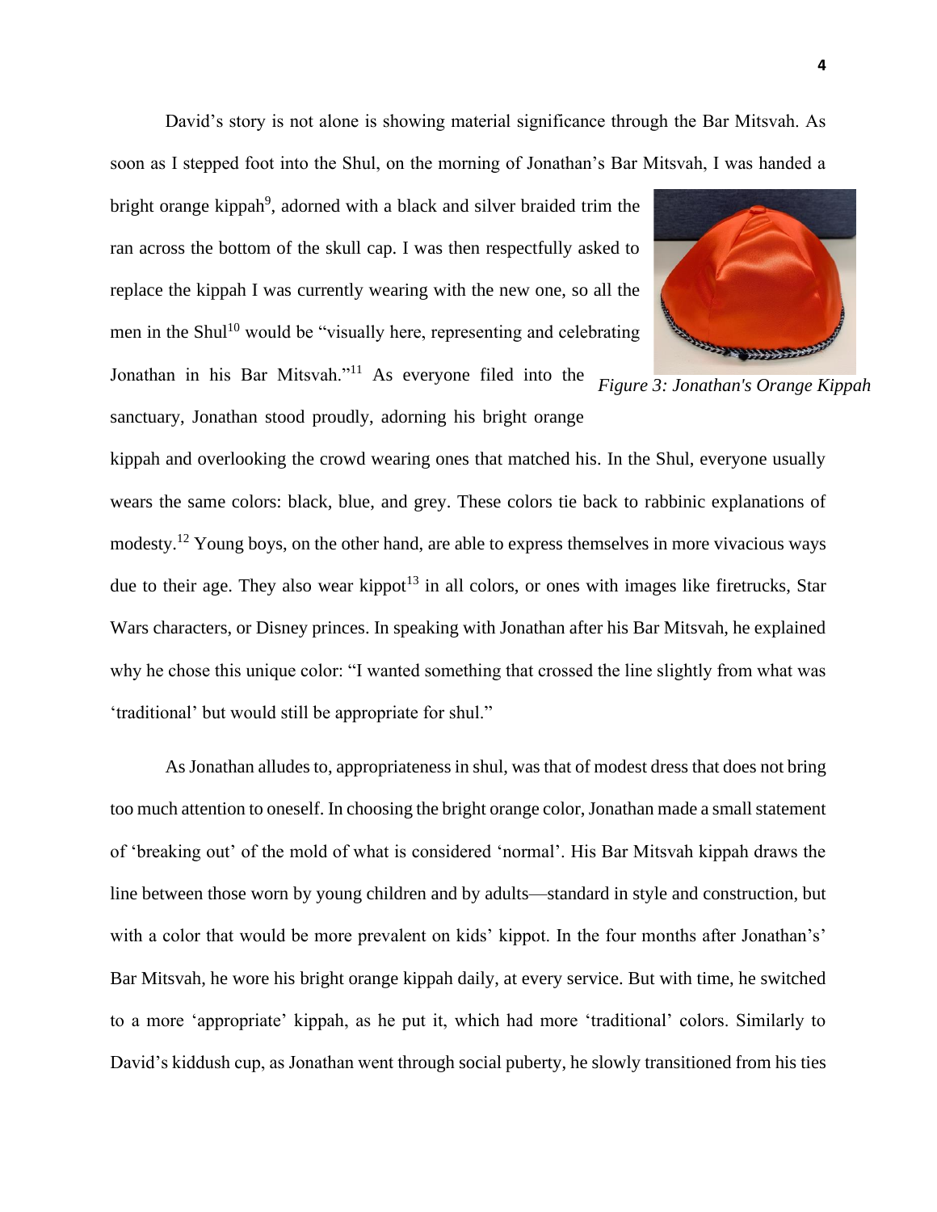David's story is not alone is showing material significance through the Bar Mitsvah. As soon as I stepped foot into the Shul, on the morning of Jonathan's Bar Mitsvah, I was handed a bright orange kippah[9], adorned with a black and silver braided trim the ran across the bottom of the skull cap. I was then respectfully asked to replace the kippah I was currently wearing with the new one, so all the men in the Shul[10] would be "visually here, representing and celebrating Jonathan in his Bar Mitsvah."[11] As everyone filed into the sanctuary, Jonathan stood proudly, adorning his bright orange kippah and overlooking the crowd wearing ones that matched his. In the Shul, everyone usually wears the same colors: black, blue, and grey. These colors tie back to rabbinic explanations of modesty.[12] Young boys, on the other hand, are able to express themselves in more vivacious ways due to their age. They also wear kippot[13] in all colors, or ones with images like firetrucks, Star Wars characters, or Disney princes. In speaking with Jonathan after his Bar Mitsvah, he explained why he chose this unique color: "I wanted something that crossed the line slightly from what was 'traditional' but would still be appropriate for shul."

*Figure 3: Jonathan's Orange Kippah*

As Jonathan alludes to, appropriateness in shul, was that of modest dress that does not bring too much attention to oneself. In choosing the bright orange color, Jonathan made a small statement of 'breaking out' of the mold of what is considered 'normal'. His Bar Mitsvah kippah draws the line between those worn by young children and by adults—standard in style and construction, but with a color that would be more prevalent on kids' kippot. In the four months after Jonathan's' Bar Mitsvah, he wore his bright orange kippah daily, at every service. But with time, he switched to a more 'appropriate' kippah, as he put it, which had more 'traditional' colors. Similarly to David's kiddush cup, as Jonathan went through social puberty, he slowly transitioned from his ties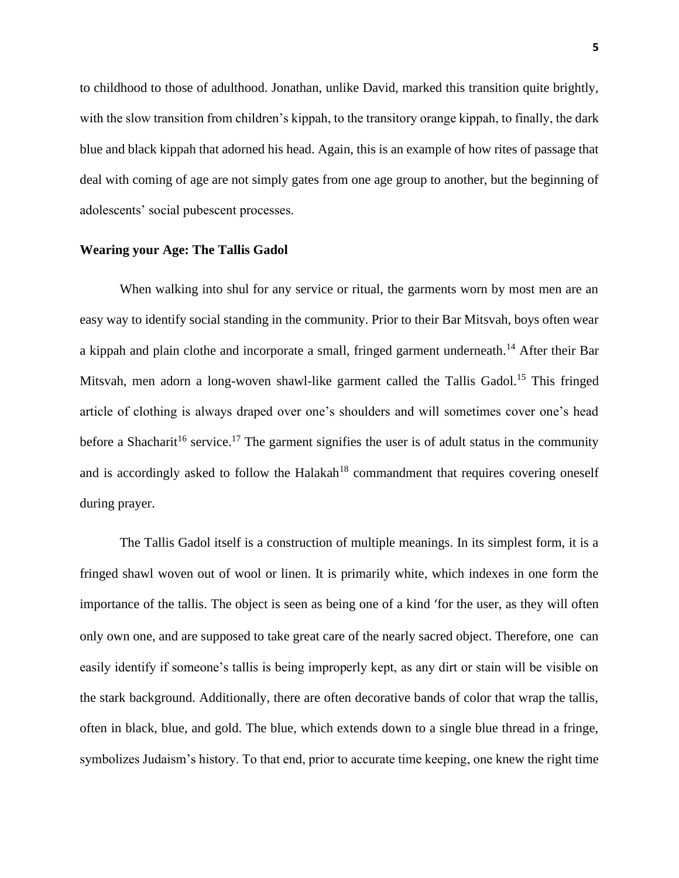to childhood to those of adulthood. Jonathan, unlike David, marked this transition quite brightly, with the slow transition from children's kippah, to the transitory orange kippah, to finally, the dark blue and black kippah that adorned his head. Again, this is an example of how rites of passage that deal with coming of age are not simply gates from one age group to another, but the beginning of adolescents' social pubescent processes.

**Wearing your Age: The Tallis Gadol**

When walking into shul for any service or ritual, the garments worn by most men are an easy way to identify social standing in the community. Prior to their Bar Mitsvah, boys often wear a kippah and plain clothe and incorporate a small, fringed garment underneath.[14] After their Bar Mitsvah, men adorn a long-woven shawl-like garment called the Tallis Gadol.[15] This fringed article of clothing is always draped over one's shoulders and will sometimes cover one's head before a Shacharit[16] service.[17] The garment signifies the user is of adult status in the community and is accordingly asked to follow the Halakah[18] commandment that requires covering oneself during prayer.

The Tallis Gadol itself is a construction of multiple meanings. In its simplest form, it is a fringed shawl woven out of wool or linen. It is primarily white, which indexes in one form the importance of the tallis. The object is seen as being one of a kind 'for the user, as they will often only own one, and are supposed to take great care of the nearly sacred object. Therefore, one can easily identify if someone's tallis is being improperly kept, as any dirt or stain will be visible on the stark background. Additionally, there are often decorative bands of color that wrap the tallis, often in black, blue, and gold. The blue, which extends down to a single blue thread in a fringe, symbolizes Judaism's history. To that end, prior to accurate time keeping, one knew the right time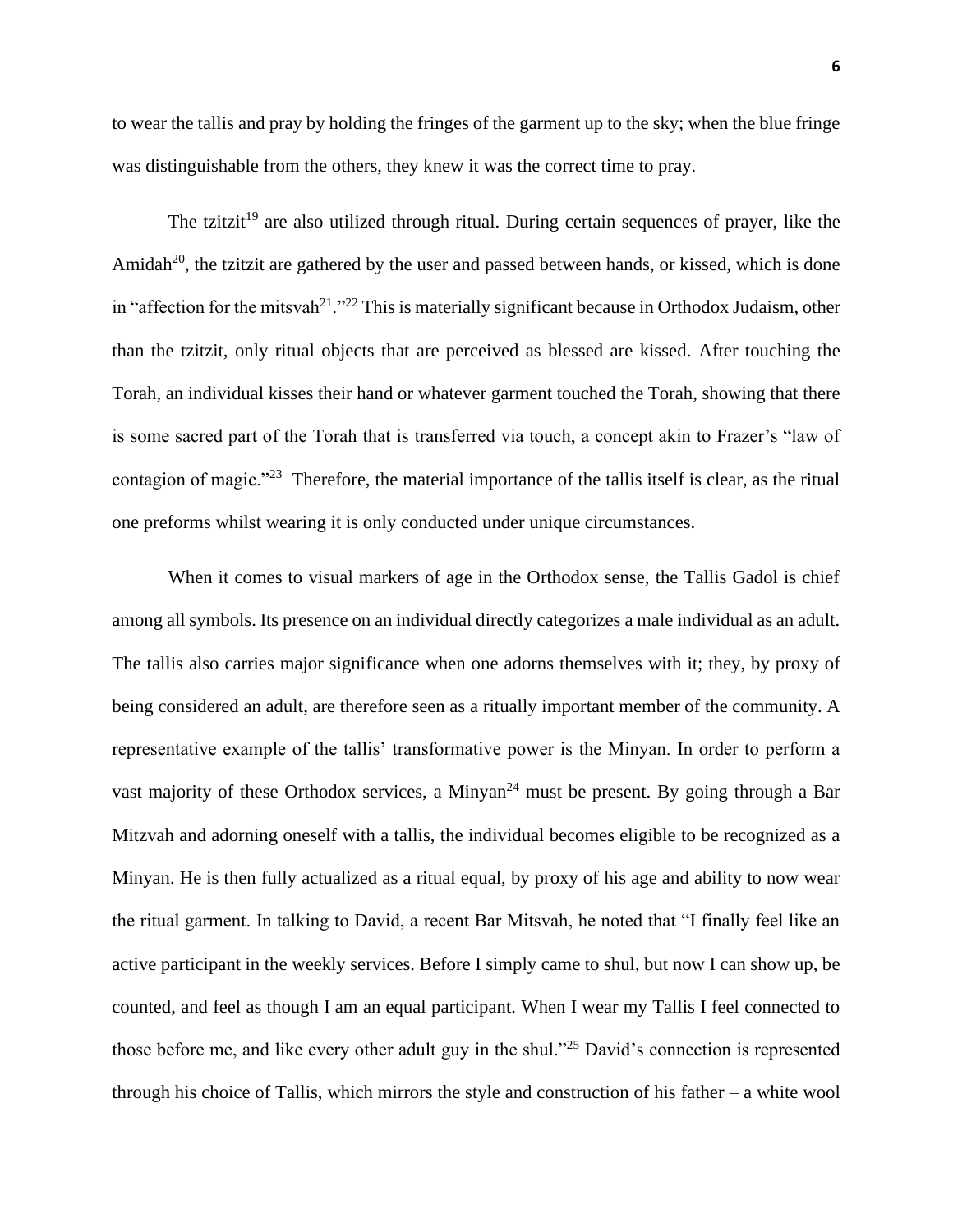to wear the tallis and pray by holding the fringes of the garment up to the sky; when the blue fringe was distinguishable from the others, they knew it was the correct time to pray.

The tzitzit[19] are also utilized through ritual. During certain sequences of prayer, like the Amidah[20], the tzitzit are gathered by the user and passed between hands, or kissed, which is done in "affection for the mitsvah[21]."[22] This is materially significant because in Orthodox Judaism, other than the tzitzit, only ritual objects that are perceived as blessed are kissed. After touching the Torah, an individual kisses their hand or whatever garment touched the Torah, showing that there is some sacred part of the Torah that is transferred via touch, a concept akin to Frazer's "law of contagion of magic."[23] Therefore, the material importance of the tallis itself is clear, as the ritual one preforms whilst wearing it is only conducted under unique circumstances.

When it comes to visual markers of age in the Orthodox sense, the Tallis Gadol is chief among all symbols. Its presence on an individual directly categorizes a male individual as an adult. The tallis also carries major significance when one adorns themselves with it; they, by proxy of being considered an adult, are therefore seen as a ritually important member of the community. A representative example of the tallis' transformative power is the Minyan. In order to perform a vast majority of these Orthodox services, a Minyan[24] must be present. By going through a Bar Mitzvah and adorning oneself with a tallis, the individual becomes eligible to be recognized as a Minyan. He is then fully actualized as a ritual equal, by proxy of his age and ability to now wear the ritual garment. In talking to David, a recent Bar Mitsvah, he noted that "I finally feel like an active participant in the weekly services. Before I simply came to shul, but now I can show up, be counted, and feel as though I am an equal participant. When I wear my Tallis I feel connected to those before me, and like every other adult guy in the shul."[25] David's connection is represented through his choice of Tallis, which mirrors the style and construction of his father – a white wool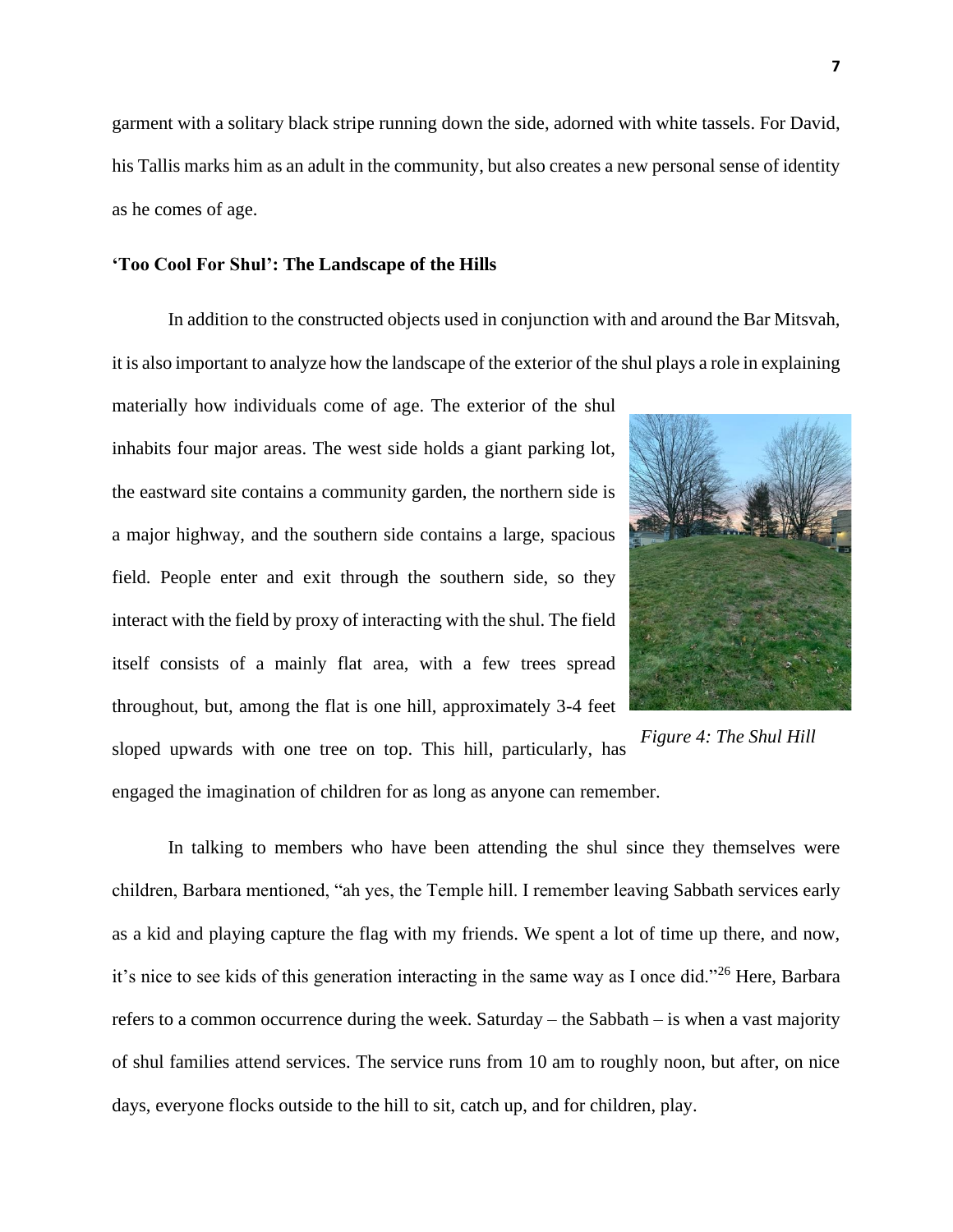garment with a solitary black stripe running down the side, adorned with white tassels. For David, his Tallis marks him as an adult in the community, but also creates a new personal sense of identity as he comes of age.

**'Too Cool For Shul': The Landscape of the Hills**

In addition to the constructed objects used in conjunction with and around the Bar Mitsvah, it is also important to analyze how the landscape of the exterior of the shul plays a role in explaining materially how individuals come of age. The exterior of the shul inhabits four major areas. The west side holds a giant parking lot, the eastward site contains a community garden, the northern side is a major highway, and the southern side contains a large, spacious field. People enter and exit through the southern side, so they interact with the field by proxy of interacting with the shul. The field itself consists of a mainly flat area, with a few trees spread throughout, but, among the flat is one hill, approximately 3-4 feet sloped upwards with one tree on top. This hill, particularly, has engaged the imagination of children for as long as anyone can remember.

*Figure 4: The Shul Hill*

In talking to members who have been attending the shul since they themselves were children, Barbara mentioned, "ah yes, the Temple hill. I remember leaving Sabbath services early as a kid and playing capture the flag with my friends. We spent a lot of time up there, and now, it's nice to see kids of this generation interacting in the same way as I once did."[26] Here, Barbara refers to a common occurrence during the week. Saturday – the Sabbath – is when a vast majority of shul families attend services. The service runs from 10 am to roughly noon, but after, on nice days, everyone flocks outside to the hill to sit, catch up, and for children, play.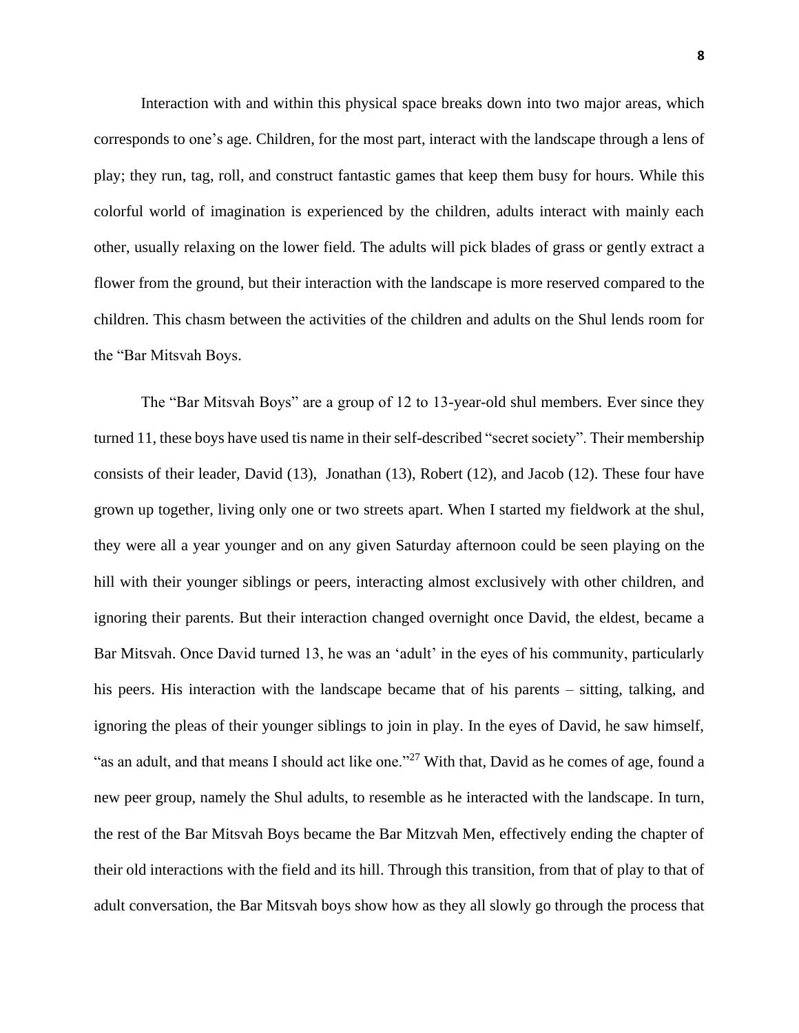Interaction with and within this physical space breaks down into two major areas, which corresponds to one's age. Children, for the most part, interact with the landscape through a lens of play; they run, tag, roll, and construct fantastic games that keep them busy for hours. While this colorful world of imagination is experienced by the children, adults interact with mainly each other, usually relaxing on the lower field. The adults will pick blades of grass or gently extract a flower from the ground, but their interaction with the landscape is more reserved compared to the children. This chasm between the activities of the children and adults on the Shul lends room for the "Bar Mitsvah Boys.

The "Bar Mitsvah Boys" are a group of 12 to 13-year-old shul members. Ever since they turned 11, these boys have used tis name in their self-described "secret society". Their membership consists of their leader, David (13), Jonathan (13), Robert (12), and Jacob (12). These four have grown up together, living only one or two streets apart. When I started my fieldwork at the shul, they were all a year younger and on any given Saturday afternoon could be seen playing on the hill with their younger siblings or peers, interacting almost exclusively with other children, and ignoring their parents. But their interaction changed overnight once David, the eldest, became a Bar Mitsvah. Once David turned 13, he was an 'adult' in the eyes of his community, particularly his peers. His interaction with the landscape became that of his parents – sitting, talking, and ignoring the pleas of their younger siblings to join in play. In the eyes of David, he saw himself, "as an adult, and that means I should act like one."[27] With that, David as he comes of age, found a new peer group, namely the Shul adults, to resemble as he interacted with the landscape. In turn, the rest of the Bar Mitsvah Boys became the Bar Mitzvah Men, effectively ending the chapter of their old interactions with the field and its hill. Through this transition, from that of play to that of adult conversation, the Bar Mitsvah boys show how as they all slowly go through the process that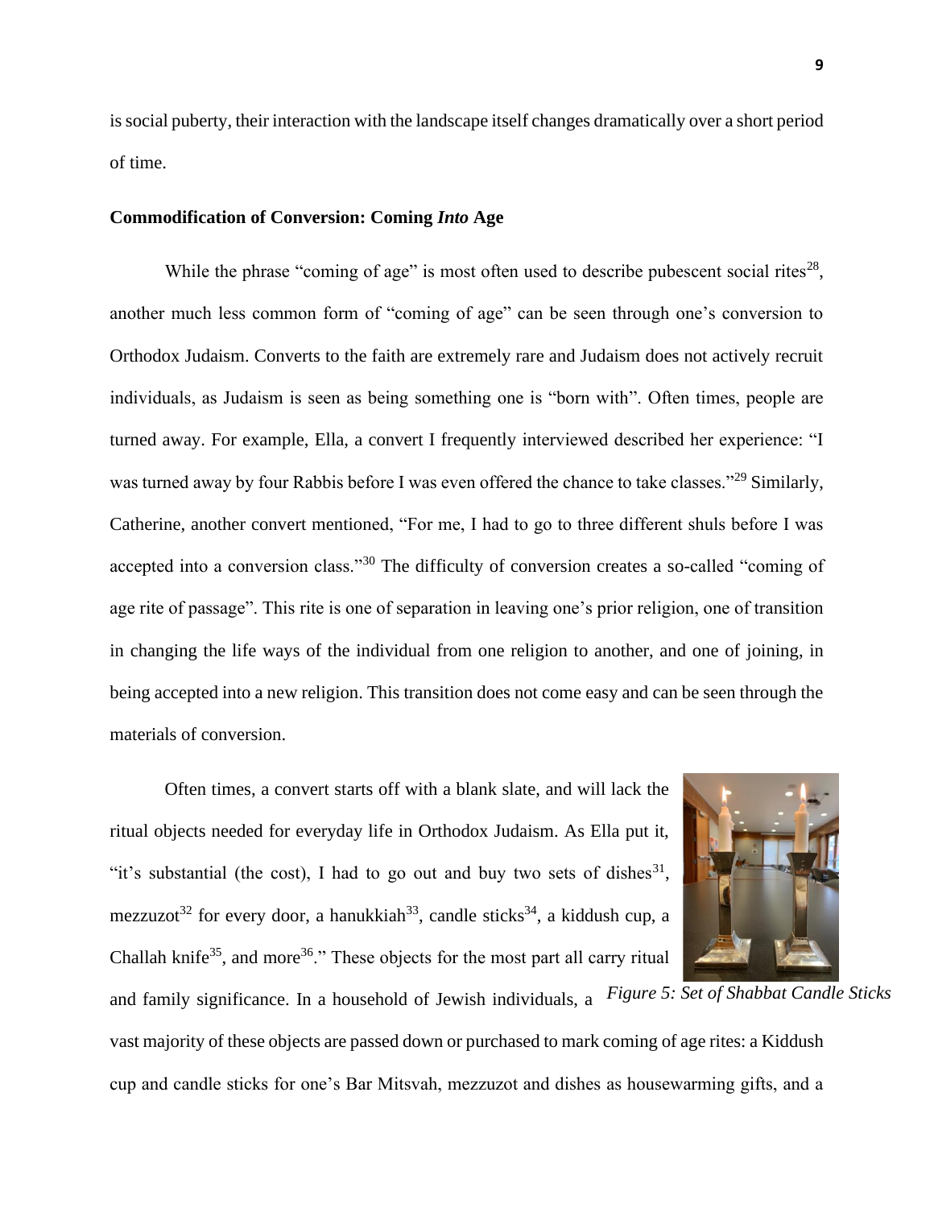is social puberty, their interaction with the landscape itself changes dramatically over a short period of time.

**Commodification of Conversion: Coming *Into* Age**

While the phrase "coming of age" is most often used to describe pubescent social rites[28], another much less common form of "coming of age" can be seen through one's conversion to Orthodox Judaism. Converts to the faith are extremely rare and Judaism does not actively recruit individuals, as Judaism is seen as being something one is "born with". Often times, people are turned away. For example, Ella, a convert I frequently interviewed described her experience: "I was turned away by four Rabbis before I was even offered the chance to take classes."[29] Similarly, Catherine, another convert mentioned, "For me, I had to go to three different shuls before I was accepted into a conversion class."[30] The difficulty of conversion creates a so-called "coming of age rite of passage". This rite is one of separation in leaving one's prior religion, one of transition in changing the life ways of the individual from one religion to another, and one of joining, in being accepted into a new religion. This transition does not come easy and can be seen through the materials of conversion.

Often times, a convert starts off with a blank slate, and will lack the ritual objects needed for everyday life in Orthodox Judaism. As Ella put it, "it's substantial (the cost), I had to go out and buy two sets of dishes[31], mezzuzot[32] for every door, a hanukkiah[33], candle sticks[34], a kiddush cup, a Challah knife[35], and more[36]." These objects for the most part all carry ritual and family significance. In a household of Jewish individuals, a vast majority of these objects are passed down or purchased to mark coming of age rites: a Kiddush cup and candle sticks for one's Bar Mitsvah, mezzuzot and dishes as housewarming gifts, and a

*Figure 5: Set of Shabbat Candle Sticks*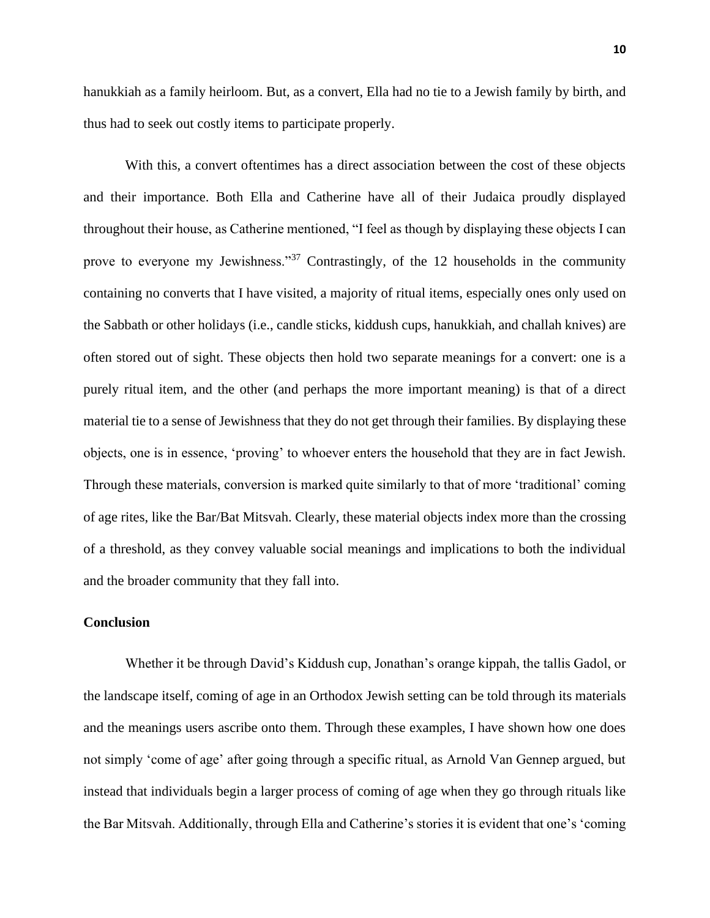hanukkiah as a family heirloom. But, as a convert, Ella had no tie to a Jewish family by birth, and thus had to seek out costly items to participate properly.

With this, a convert oftentimes has a direct association between the cost of these objects and their importance. Both Ella and Catherine have all of their Judaica proudly displayed throughout their house, as Catherine mentioned, "I feel as though by displaying these objects I can prove to everyone my Jewishness."[37] Contrastingly, of the 12 households in the community containing no converts that I have visited, a majority of ritual items, especially ones only used on the Sabbath or other holidays (i.e., candle sticks, kiddush cups, hanukkiah, and challah knives) are often stored out of sight. These objects then hold two separate meanings for a convert: one is a purely ritual item, and the other (and perhaps the more important meaning) is that of a direct material tie to a sense of Jewishness that they do not get through their families. By displaying these objects, one is in essence, 'proving' to whoever enters the household that they are in fact Jewish. Through these materials, conversion is marked quite similarly to that of more 'traditional' coming of age rites, like the Bar/Bat Mitsvah. Clearly, these material objects index more than the crossing of a threshold, as they convey valuable social meanings and implications to both the individual and the broader community that they fall into.

## Conclusion

Whether it be through David's Kiddush cup, Jonathan's orange kippah, the tallis Gadol, or the landscape itself, coming of age in an Orthodox Jewish setting can be told through its materials and the meanings users ascribe onto them. Through these examples, I have shown how one does not simply 'come of age' after going through a specific ritual, as Arnold Van Gennep argued, but instead that individuals begin a larger process of coming of age when they go through rituals like the Bar Mitsvah. Additionally, through Ella and Catherine's stories it is evident that one's 'coming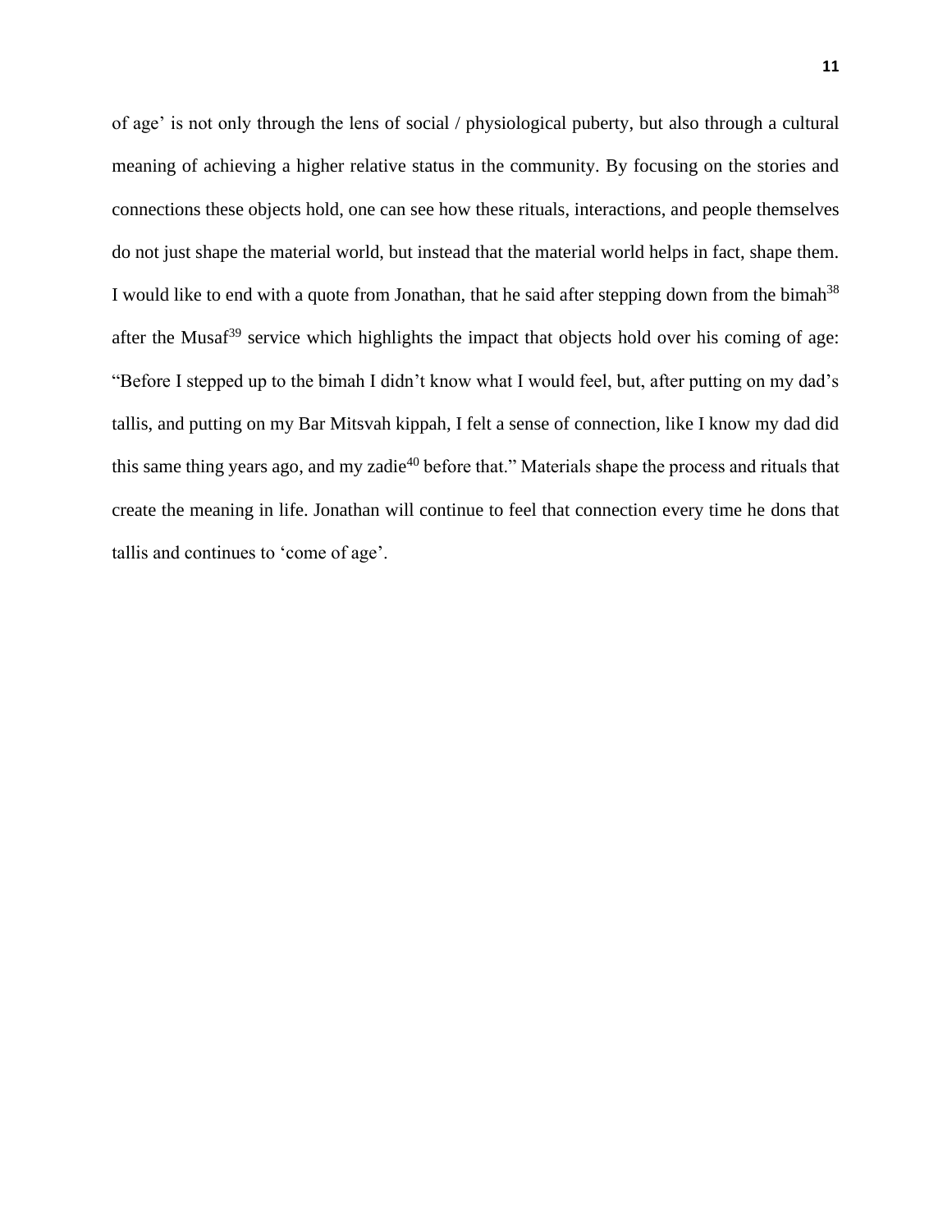of age' is not only through the lens of social / physiological puberty, but also through a cultural meaning of achieving a higher relative status in the community. By focusing on the stories and connections these objects hold, one can see how these rituals, interactions, and people themselves do not just shape the material world, but instead that the material world helps in fact, shape them. I would like to end with a quote from Jonathan, that he said after stepping down from the bimah[38] after the Musaf[39] service which highlights the impact that objects hold over his coming of age: "Before I stepped up to the bimah I didn't know what I would feel, but, after putting on my dad's tallis, and putting on my Bar Mitsvah kippah, I felt a sense of connection, like I know my dad did this same thing years ago, and my zadie[40] before that." Materials shape the process and rituals that create the meaning in life. Jonathan will continue to feel that connection every time he dons that tallis and continues to 'come of age'.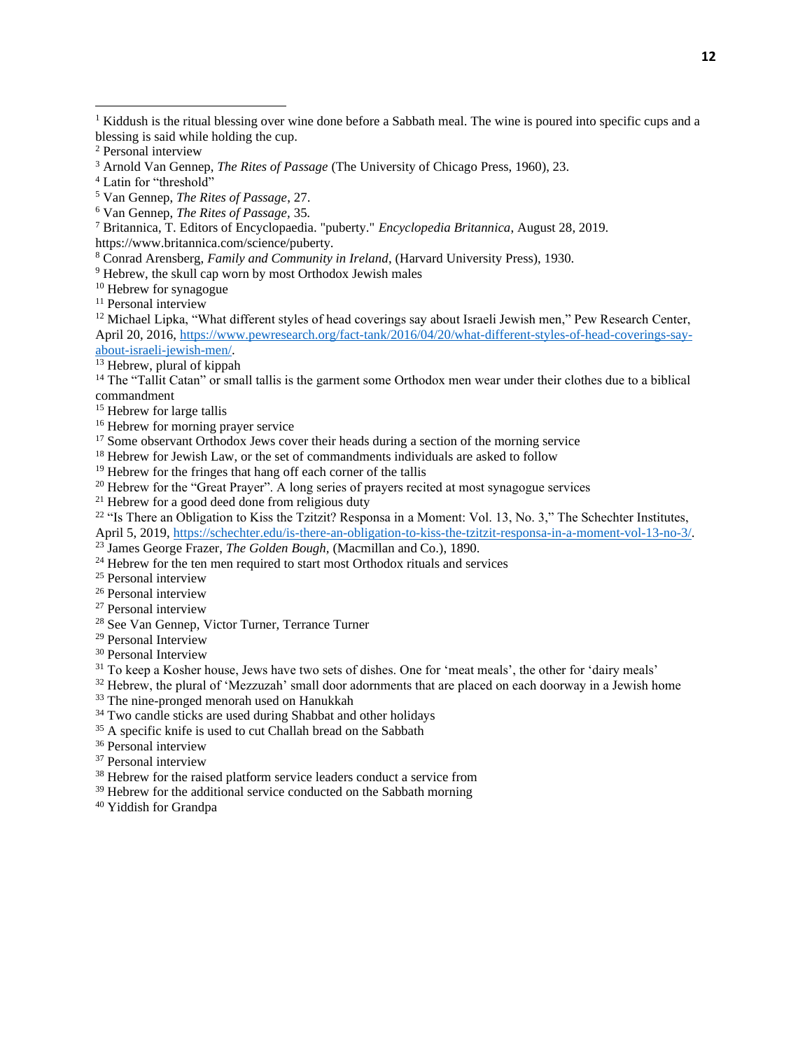[1] Kiddush is the ritual blessing over wine done before a Sabbath meal. The wine is poured into specific cups and a blessing is said while holding the cup.

[2] Personal interview

[3] Arnold Van Gennep, *The Rites of Passage* (The University of Chicago Press, 1960), 23.

[4] Latin for "threshold"

[5] Van Gennep, *The Rites of Passage*, 27.

[6] Van Gennep, *The Rites of Passage,* 35.

[7] Britannica, T. Editors of Encyclopaedia. "puberty." *Encyclopedia Britannica*, August 28, 2019. https://www.britannica.com/science/puberty.

[8] Conrad Arensberg, *Family and Community in Ireland*, (Harvard University Press), 1930.

[9] Hebrew, the skull cap worn by most Orthodox Jewish males

[10] Hebrew for synagogue

[11] Personal interview

[12] Michael Lipka, "What different styles of head coverings say about Israeli Jewish men," Pew Research Center, April 20, 2016, https://www.pewresearch.org/fact-tank/2016/04/20/what-different-styles-of-head-coverings-say-about-israeli-jewish-men/.

[13] Hebrew, plural of kippah

[14] The "Tallit Catan" or small tallis is the garment some Orthodox men wear under their clothes due to a biblical commandment

[15] Hebrew for large tallis

[16] Hebrew for morning prayer service

[17] Some observant Orthodox Jews cover their heads during a section of the morning service

[18] Hebrew for Jewish Law, or the set of commandments individuals are asked to follow

[19] Hebrew for the fringes that hang off each corner of the tallis

[20] Hebrew for the "Great Prayer". A long series of prayers recited at most synagogue services

[21] Hebrew for a good deed done from religious duty

[22] "Is There an Obligation to Kiss the Tzitzit? Responsa in a Moment: Vol. 13, No. 3," The Schechter Institutes, April 5, 2019, https://schechter.edu/is-there-an-obligation-to-kiss-the-tzitzit-responsa-in-a-moment-vol-13-no-3/.

[23] James George Frazer, *The Golden Bough,* (Macmillan and Co.), 1890.

[24] Hebrew for the ten men required to start most Orthodox rituals and services

[25] Personal interview

[26] Personal interview

[27] Personal interview

[28] See Van Gennep, Victor Turner, Terrance Turner

[29] Personal Interview

[30] Personal Interview

[31] To keep a Kosher house, Jews have two sets of dishes. One for 'meat meals', the other for 'dairy meals'

[32] Hebrew, the plural of 'Mezzuzah' small door adornments that are placed on each doorway in a Jewish home

[33] The nine-pronged menorah used on Hanukkah

[34] Two candle sticks are used during Shabbat and other holidays

[35] A specific knife is used to cut Challah bread on the Sabbath

[36] Personal interview

[37] Personal interview

[38] Hebrew for the raised platform service leaders conduct a service from

[39] Hebrew for the additional service conducted on the Sabbath morning

[40] Yiddish for Grandpa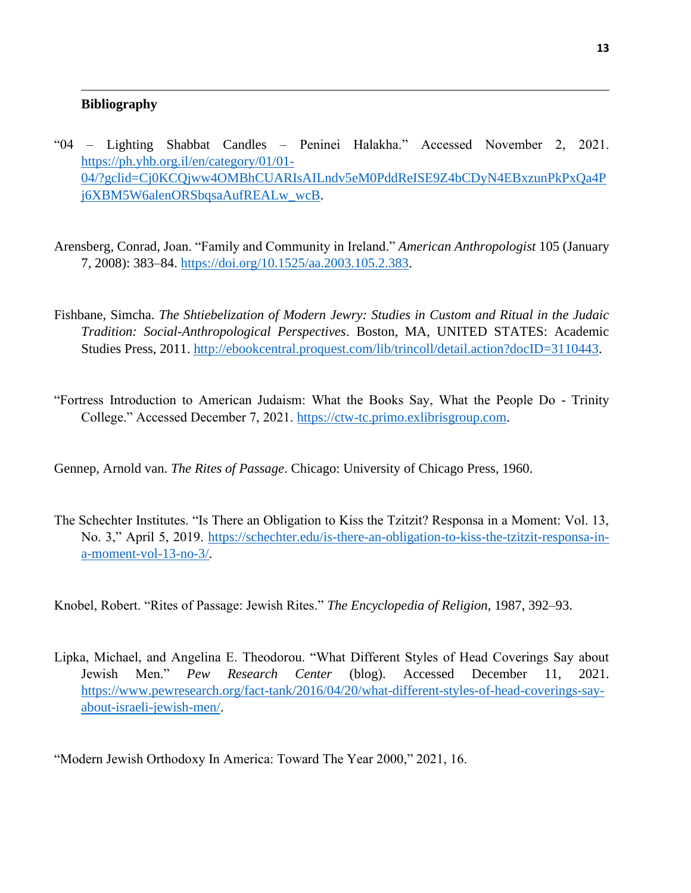**Bibliography**

"04 – Lighting Shabbat Candles – Peninei Halakha." Accessed November 2, 2021. https://ph.yhb.org.il/en/category/01/01-04/?gclid=Cj0KCQjww4OMBhCUARIsAILndv5eM0PddReISE9Z4bCDyN4EBxzunPkPxQa4Pj6XBM5W6alenORSbqsaAufREALw_wcB.

Arensberg, Conrad, Joan. "Family and Community in Ireland." *American Anthropologist* 105 (January 7, 2008): 383–84. https://doi.org/10.1525/aa.2003.105.2.383.

Fishbane, Simcha. *The Shtiebelization of Modern Jewry: Studies in Custom and Ritual in the Judaic Tradition: Social-Anthropological Perspectives*. Boston, MA, UNITED STATES: Academic Studies Press, 2011. http://ebookcentral.proquest.com/lib/trincoll/detail.action?docID=3110443.

"Fortress Introduction to American Judaism: What the Books Say, What the People Do - Trinity College." Accessed December 7, 2021. https://ctw-tc.primo.exlibrisgroup.com.

Gennep, Arnold van. *The Rites of Passage*. Chicago: University of Chicago Press, 1960.

The Schechter Institutes. "Is There an Obligation to Kiss the Tzitzit? Responsa in a Moment: Vol. 13, No. 3," April 5, 2019. https://schechter.edu/is-there-an-obligation-to-kiss-the-tzitzit-responsa-in-a-moment-vol-13-no-3/.

Knobel, Robert. "Rites of Passage: Jewish Rites." *The Encyclopedia of Religion*, 1987, 392–93.

Lipka, Michael, and Angelina E. Theodorou. "What Different Styles of Head Coverings Say about Jewish Men." *Pew Research Center* (blog). Accessed December 11, 2021. https://www.pewresearch.org/fact-tank/2016/04/20/what-different-styles-of-head-coverings-say-about-israeli-jewish-men/.

"Modern Jewish Orthodoxy In America: Toward The Year 2000," 2021, 16.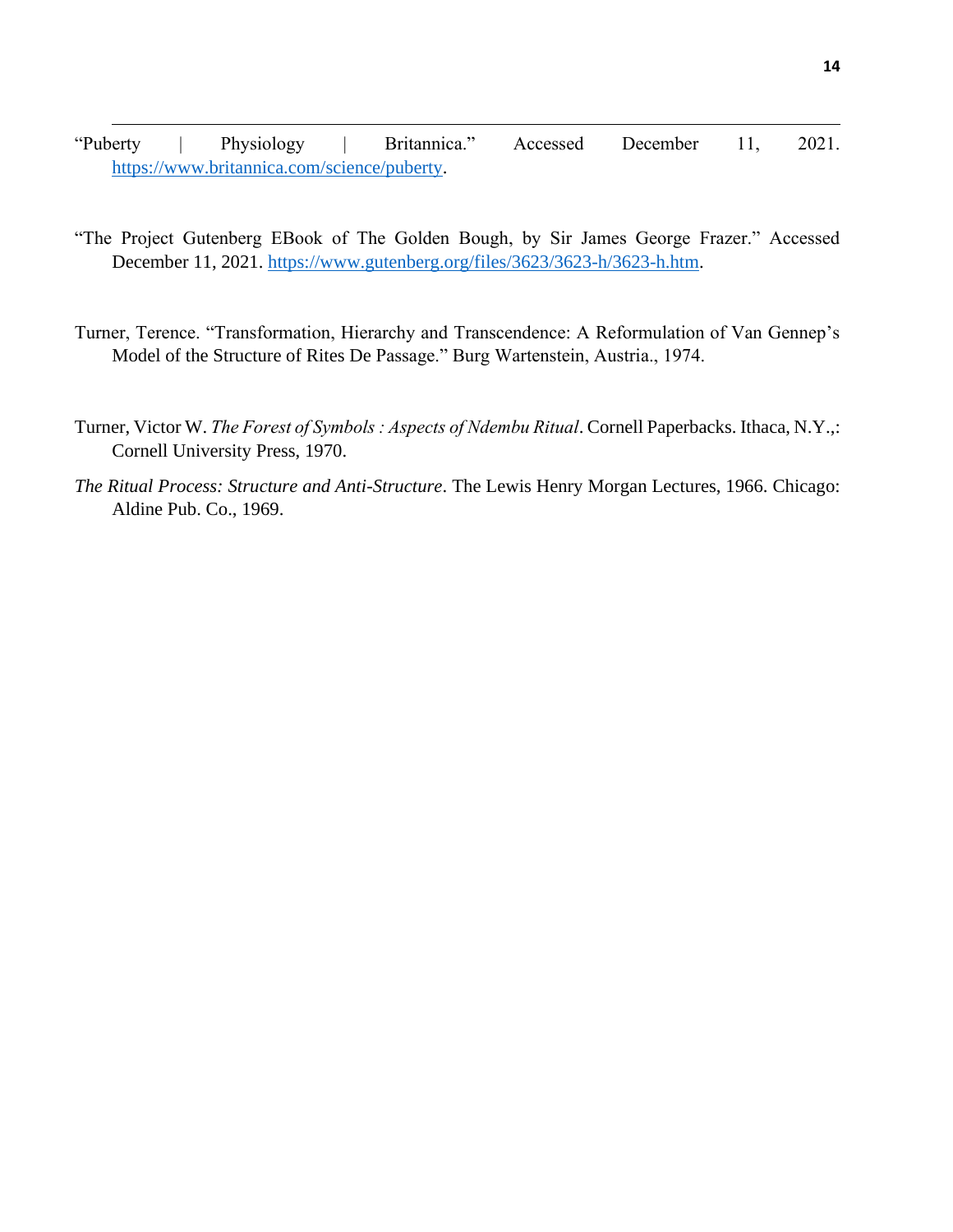"Puberty | Physiology | Britannica." Accessed December 11, 2021. https://www.britannica.com/science/puberty.

"The Project Gutenberg EBook of The Golden Bough, by Sir James George Frazer." Accessed December 11, 2021. https://www.gutenberg.org/files/3623/3623-h/3623-h.htm.

Turner, Terence. "Transformation, Hierarchy and Transcendence: A Reformulation of Van Gennep's Model of the Structure of Rites De Passage." Burg Wartenstein, Austria., 1974.

Turner, Victor W. *The Forest of Symbols : Aspects of Ndembu Ritual*. Cornell Paperbacks. Ithaca, N.Y.,: Cornell University Press, 1970.

*The Ritual Process: Structure and Anti-Structure*. The Lewis Henry Morgan Lectures, 1966. Chicago: Aldine Pub. Co., 1969.